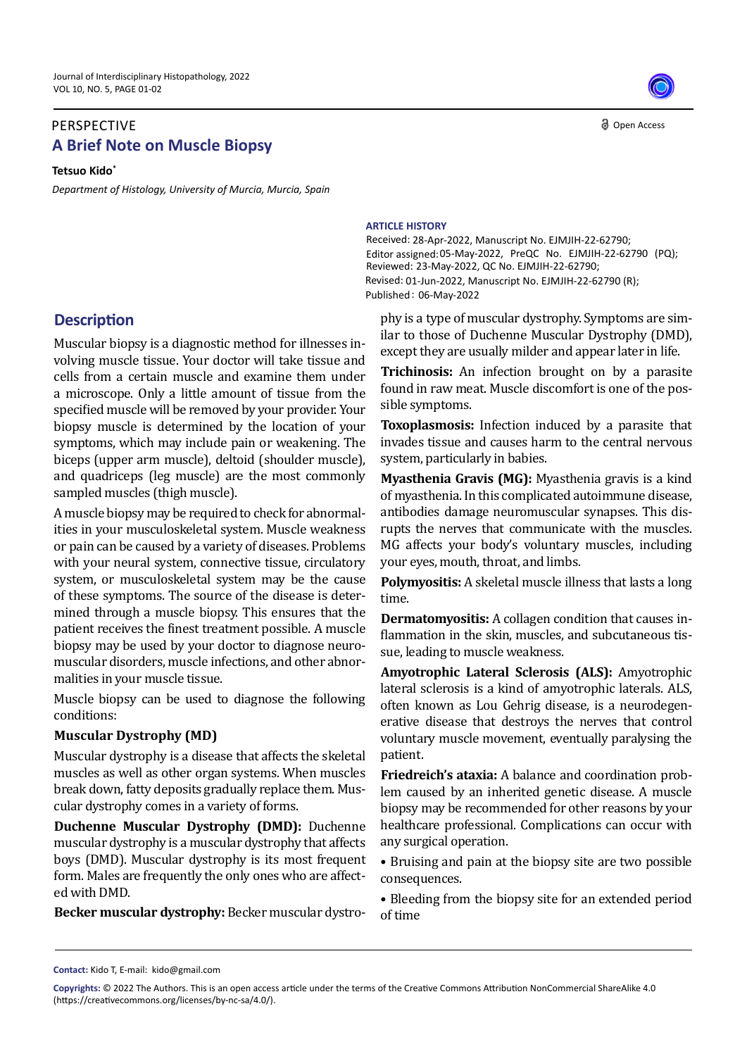PERSPECTIVE

Open Access

# A Brief Note on Muscle Biopsy

**Tetsuo Kido***

*Department of Histology, University of Murcia, Murcia, Spain*

**ARTICLE HISTORY**

Received: 28-Apr-2022, Manuscript No. EJMJIH-22-62790;
Editor assigned: 05-May-2022, PreQC No. EJMJIH-22-62790 (PQ);
Reviewed: 23-May-2022, QC No. EJMJIH-22-62790;
Revised: 01-Jun-2022, Manuscript No. EJMJIH-22-62790 (R);
Published: 06-May-2022

## Description

Muscular biopsy is a diagnostic method for illnesses involving muscle tissue. Your doctor will take tissue and cells from a certain muscle and examine them under a microscope. Only a little amount of tissue from the specified muscle will be removed by your provider. Your biopsy muscle is determined by the location of your symptoms, which may include pain or weakening. The biceps (upper arm muscle), deltoid (shoulder muscle), and quadriceps (leg muscle) are the most commonly sampled muscles (thigh muscle).

A muscle biopsy may be required to check for abnormalities in your musculoskeletal system. Muscle weakness or pain can be caused by a variety of diseases. Problems with your neural system, connective tissue, circulatory system, or musculoskeletal system may be the cause of these symptoms. The source of the disease is determined through a muscle biopsy. This ensures that the patient receives the finest treatment possible. A muscle biopsy may be used by your doctor to diagnose neuromuscular disorders, muscle infections, and other abnormalities in your muscle tissue.

Muscle biopsy can be used to diagnose the following conditions:

**Muscular Dystrophy (MD)**

Muscular dystrophy is a disease that affects the skeletal muscles as well as other organ systems. When muscles break down, fatty deposits gradually replace them. Muscular dystrophy comes in a variety of forms.

**Duchenne Muscular Dystrophy (DMD):** Duchenne muscular dystrophy is a muscular dystrophy that affects boys (DMD). Muscular dystrophy is its most frequent form. Males are frequently the only ones who are affected with DMD.

**Becker muscular dystrophy:** Becker muscular dystrophy is a type of muscular dystrophy. Symptoms are similar to those of Duchenne Muscular Dystrophy (DMD), except they are usually milder and appear later in life.

**Trichinosis:** An infection brought on by a parasite found in raw meat. Muscle discomfort is one of the possible symptoms.

**Toxoplasmosis:** Infection induced by a parasite that invades tissue and causes harm to the central nervous system, particularly in babies.

**Myasthenia Gravis (MG):** Myasthenia gravis is a kind of myasthenia. In this complicated autoimmune disease, antibodies damage neuromuscular synapses. This disrupts the nerves that communicate with the muscles. MG affects your body's voluntary muscles, including your eyes, mouth, throat, and limbs.

**Polymyositis:** A skeletal muscle illness that lasts a long time.

**Dermatomyositis:** A collagen condition that causes inflammation in the skin, muscles, and subcutaneous tissue, leading to muscle weakness.

**Amyotrophic Lateral Sclerosis (ALS):** Amyotrophic lateral sclerosis is a kind of amyotrophic laterals. ALS, often known as Lou Gehrig disease, is a neurodegenerative disease that destroys the nerves that control voluntary muscle movement, eventually paralysing the patient.

**Friedreich's ataxia:** A balance and coordination problem caused by an inherited genetic disease. A muscle biopsy may be recommended for other reasons by your healthcare professional. Complications can occur with any surgical operation.

- Bruising and pain at the biopsy site are two possible consequences.
- Bleeding from the biopsy site for an extended period of time

**Contact:** Kido T, E-mail: kido@gmail.com

**Copyrights:** © 2022 The Authors. This is an open access article under the terms of the Creative Commons Attribution NonCommercial ShareAlike 4.0 (https://creativecommons.org/licenses/by-nc-sa/4.0/).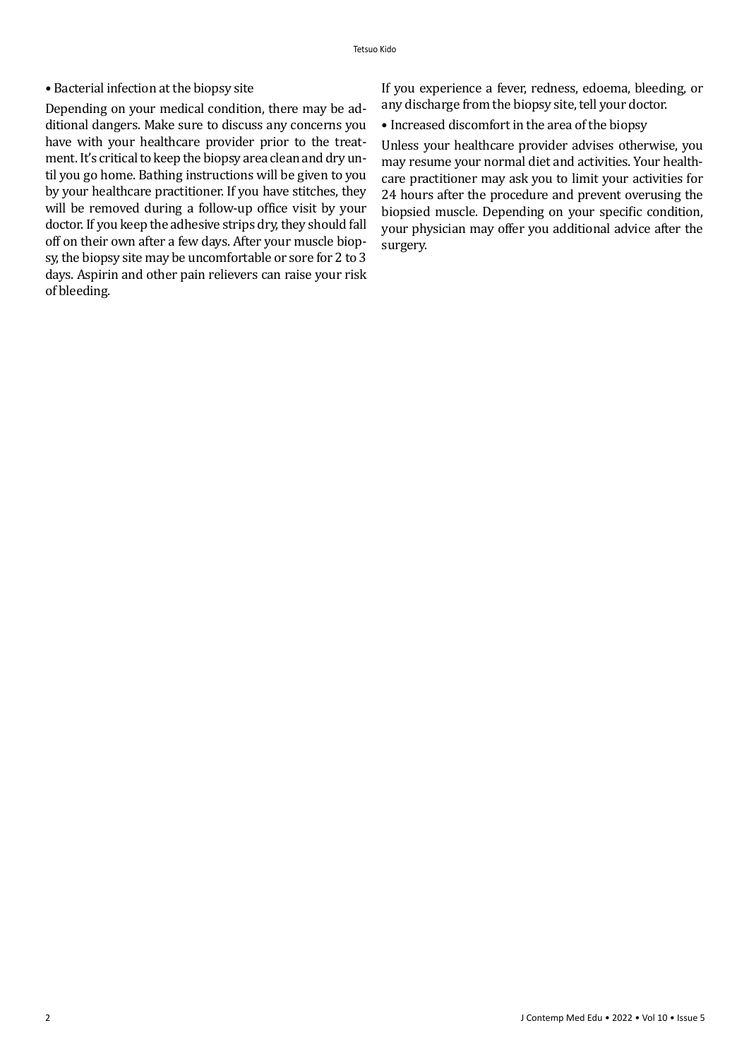• Bacterial infection at the biopsy site

Depending on your medical condition, there may be additional dangers. Make sure to discuss any concerns you have with your healthcare provider prior to the treatment. It's critical to keep the biopsy area clean and dry until you go home. Bathing instructions will be given to you by your healthcare practitioner. If you have stitches, they will be removed during a follow-up office visit by your doctor. If you keep the adhesive strips dry, they should fall off on their own after a few days. After your muscle biopsy, the biopsy site may be uncomfortable or sore for 2 to 3 days. Aspirin and other pain relievers can raise your risk of bleeding.

If you experience a fever, redness, edoema, bleeding, or any discharge from the biopsy site, tell your doctor.

• Increased discomfort in the area of the biopsy

Unless your healthcare provider advises otherwise, you may resume your normal diet and activities. Your healthcare practitioner may ask you to limit your activities for 24 hours after the procedure and prevent overusing the biopsied muscle. Depending on your specific condition, your physician may offer you additional advice after the surgery.